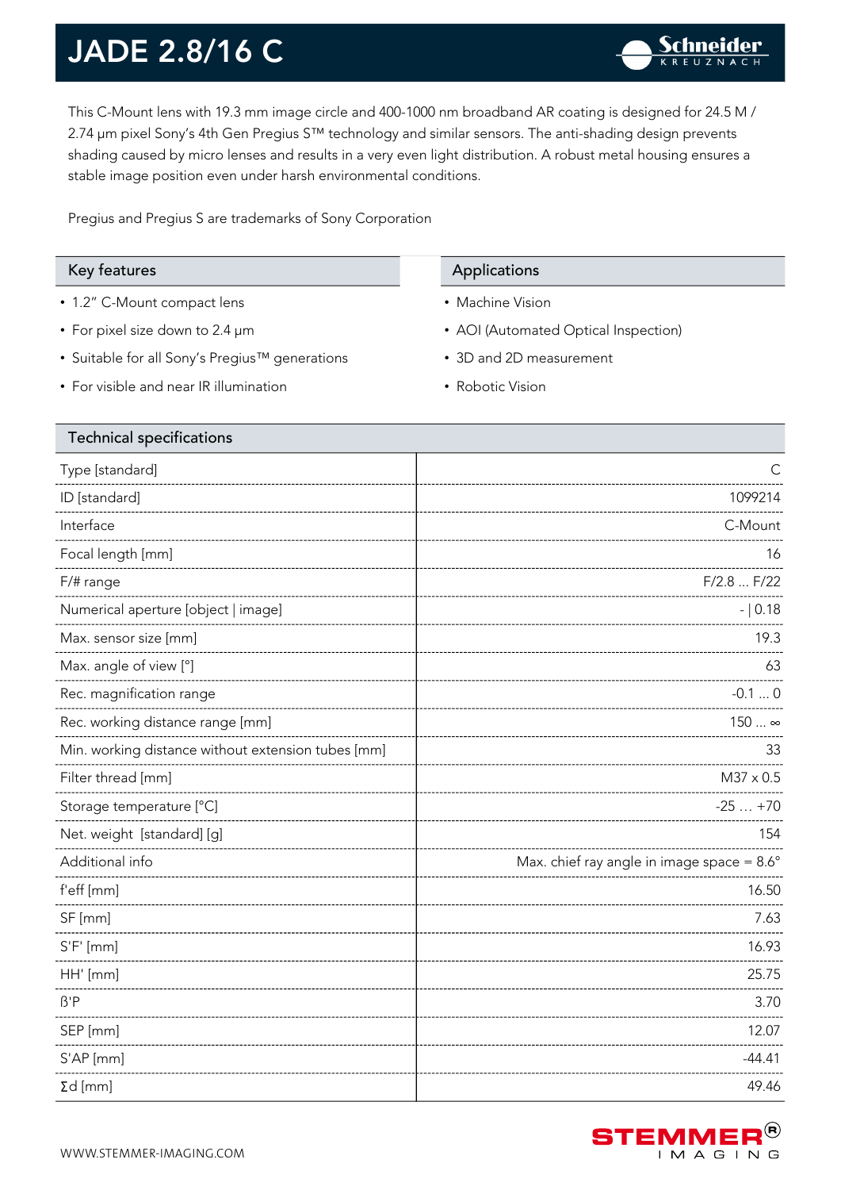# JADE 2.8/16 C

This C-Mount lens with 19.3 mm image circle and 400-1000 nm broadband AR coating is designed for 24.5 M / 2.74 µm pixel Sony's 4th Gen Pregius S™ technology and similar sensors. The anti-shading design prevents shading caused by micro lenses and results in a very even light distribution. A robust metal housing ensures a stable image position even under harsh environmental conditions.

Pregius and Pregius S are trademarks of Sony Corporation

## Key features

- 1.2" C-Mount compact lens
- For pixel size down to 2.4 µm
- Suitable for all Sony's Pregius™ generations
- For visible and near IR illumination

## Applications

- Machine Vision
- AOI (Automated Optical Inspection)
- 3D and 2D measurement
- Robotic Vision

## Technical specifications

| | |
|---|---|
| Type [standard] | C |
| ID [standard] | 1099214 |
| Interface | C-Mount |
| Focal length [mm] | 16 |
| F/# range | F/2.8 ... F/22 |
| Numerical aperture [object \| image] | - \| 0.18 |
| Max. sensor size [mm] | 19.3 |
| Max. angle of view [°] | 63 |
| Rec. magnification range | -0.1 ... 0 |
| Rec. working distance range [mm] | 150 ... ∞ |
| Min. working distance without extension tubes [mm] | 33 |
| Filter thread [mm] | M37 x 0.5 |
| Storage temperature [°C] | -25 … +70 |
| Net. weight [standard] [g] | 154 |
| Additional info | Max. chief ray angle in image space = 8.6° |
| f'eff [mm] | 16.50 |
| SF [mm] | 7.63 |
| S'F' [mm] | 16.93 |
| HH' [mm] | 25.75 |
| ß'P | 3.70 |
| SEP [mm] | 12.07 |
| S'AP [mm] | -44.41 |
| Σd [mm] | 49.46 |

WWW.STEMMER-IMAGING.COM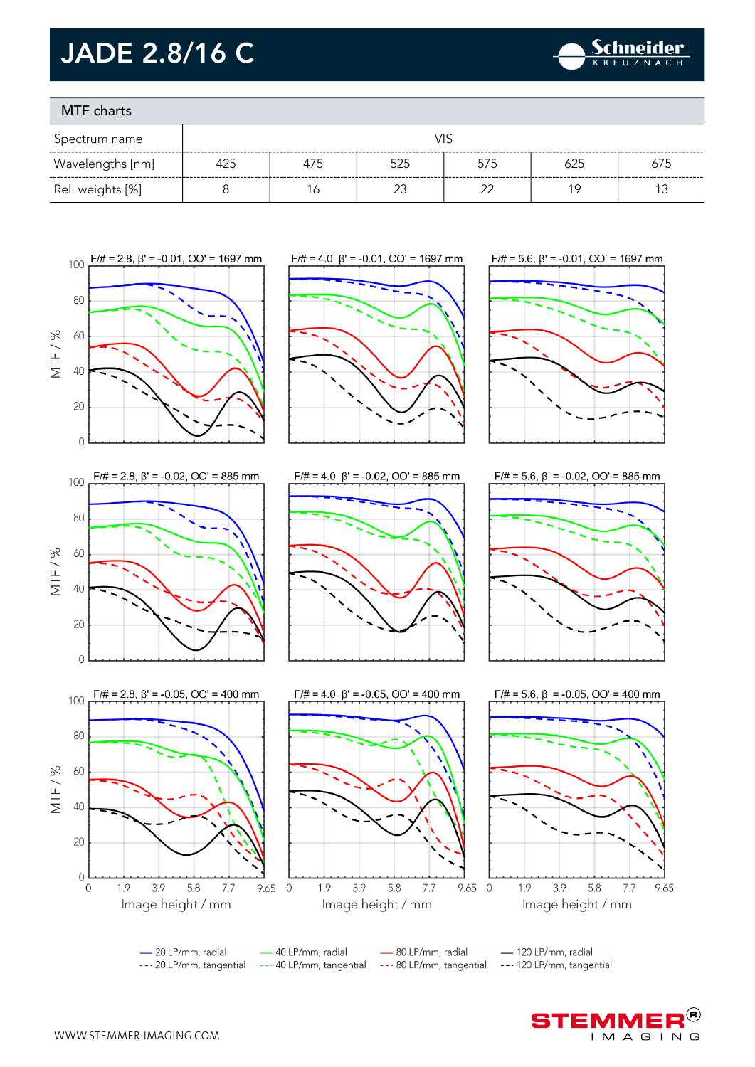# JADE 2.8/16 C

## MTF charts

| Spectrum name | VIS | | | | | |
|---|---|---|---|---|---|---|
| Wavelengths [nm] | 425 | 475 | 525 | 575 | 625 | 675 |
| Rel. weights [%] | 8 | 16 | 23 | 22 | 19 | 13 |

F/# = 2.8, β' = -0.01, OO' = 1697 mm

F/# = 4.0, β' = -0.01, OO' = 1697 mm

F/# = 5.6, β' = -0.01, OO' = 1697 mm

F/# = 2.8, β' = -0.02, OO' = 885 mm

F/# = 4.0, β' = -0.02, OO' = 885 mm

F/# = 5.6, β' = -0.02, OO' = 885 mm

F/# = 2.8, β' = -0.05, OO' = 400 mm

F/# = 4.0, β' = -0.05, OO' = 400 mm

F/# = 5.6, β' = -0.05, OO' = 400 mm

MTF / %

Image height / mm

— 20 LP/mm, radial
--- 20 LP/mm, tangential
— 40 LP/mm, radial
--- 40 LP/mm, tangential
— 80 LP/mm, radial
--- 80 LP/mm, tangential
— 120 LP/mm, radial
--- 120 LP/mm, tangential

WWW.STEMMER-IMAGING.COM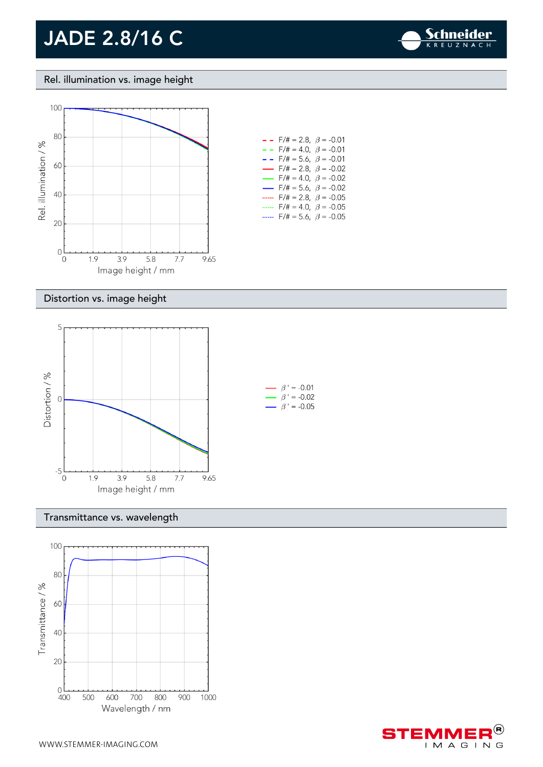# JADE 2.8/16 C

## Rel. illumination vs. image height

Rel. illumination / %

100
80
60
40
20
0

0 1.9 3.9 5.8 7.7 9.65

Image height / mm

- F/# = 2.8, $\beta$ = -0.01
- F/# = 4.0, $\beta$ = -0.01
- F/# = 5.6, $\beta$ = -0.01
- F/# = 2.8, $\beta$ = -0.02
- F/# = 4.0, $\beta$ = -0.02
- F/# = 5.6, $\beta$ = -0.02
- F/# = 2.8, $\beta$ = -0.05
- F/# = 4.0, $\beta$ = -0.05
- F/# = 5.6, $\beta$ = -0.05

## Distortion vs. image height

Distortion / %

5
0
-5

0 1.9 3.9 5.8 7.7 9.65

Image height / mm

- $\beta$ ' = -0.01
- $\beta$ ' = -0.02
- $\beta$ ' = -0.05

## Transmittance vs. wavelength

Transmittance / %

100
80
60
40
20
0

400 500 600 700 800 900 1000

Wavelength / nm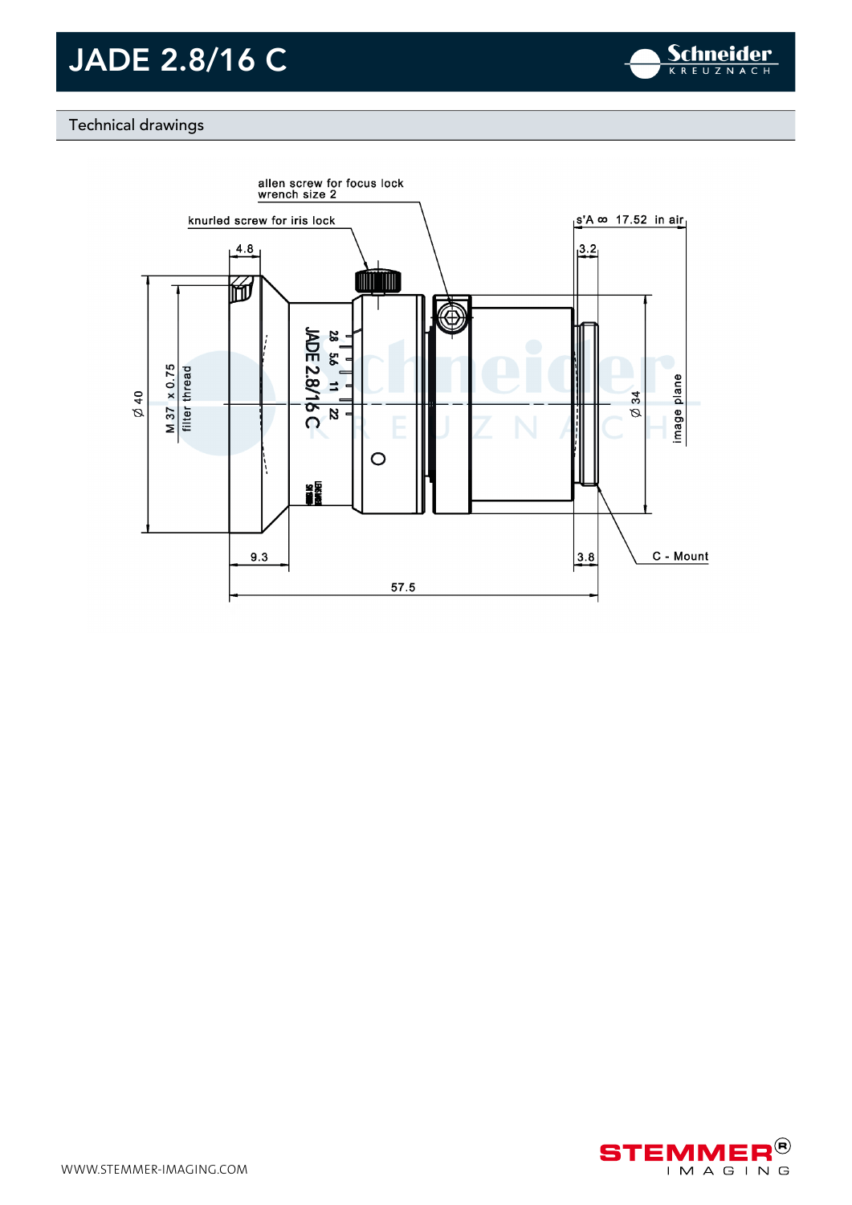## Technical drawings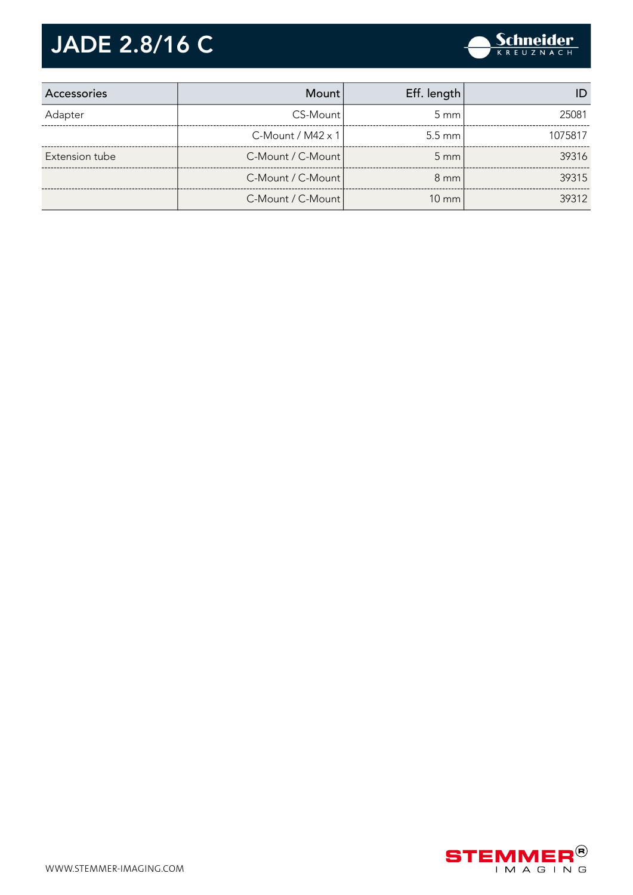# JADE 2.8/16 C

| Accessories | Mount | Eff. length | ID |
|---|---|---|---|
| Adapter | CS-Mount | 5 mm | 25081 |
| | C-Mount / M42 x 1 | 5.5 mm | 1075817 |
| Extension tube | C-Mount / C-Mount | 5 mm | 39316 |
| | C-Mount / C-Mount | 8 mm | 39315 |
| | C-Mount / C-Mount | 10 mm | 39312 |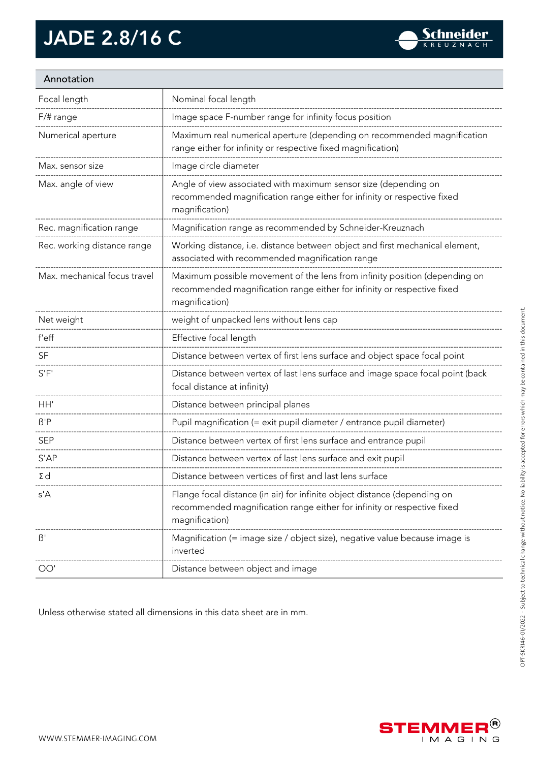# JADE 2.8/16 C

| Annotation | |
|---|---|
| Focal length | Nominal focal length |
| F/# range | Image space F-number range for infinity focus position |
| Numerical aperture | Maximum real numerical aperture (depending on recommended magnification range either for infinity or respective fixed magnification) |
| Max. sensor size | Image circle diameter |
| Max. angle of view | Angle of view associated with maximum sensor size (depending on recommended magnification range either for infinity or respective fixed magnification) |
| Rec. magnification range | Magnification range as recommended by Schneider-Kreuznach |
| Rec. working distance range | Working distance, i.e. distance between object and first mechanical element, associated with recommended magnification range |
| Max. mechanical focus travel | Maximum possible movement of the lens from infinity position (depending on recommended magnification range either for infinity or respective fixed magnification) |
| Net weight | weight of unpacked lens without lens cap |
| f'eff | Effective focal length |
| SF | Distance between vertex of first lens surface and object space focal point |
| S'F' | Distance between vertex of last lens surface and image space focal point (back focal distance at infinity) |
| HH' | Distance between principal planes |
| ß'P | Pupil magnification (= exit pupil diameter / entrance pupil diameter) |
| SEP | Distance between vertex of first lens surface and entrance pupil |
| S'AP | Distance between vertex of last lens surface and exit pupil |
| Σd | Distance between vertices of first and last lens surface |
| s'A | Flange focal distance (in air) for infinite object distance (depending on recommended magnification range either for infinity or respective fixed magnification) |
| ß' | Magnification (= image size / object size), negative value because image is inverted |
| OO' | Distance between object and image |

Unless otherwise stated all dimensions in this data sheet are in mm.

OPT-SKR146-01/2022 · Subject to technical change without notice. No liability is accepted for errors which may be contained in this document.

WWW.STEMMER-IMAGING.COM